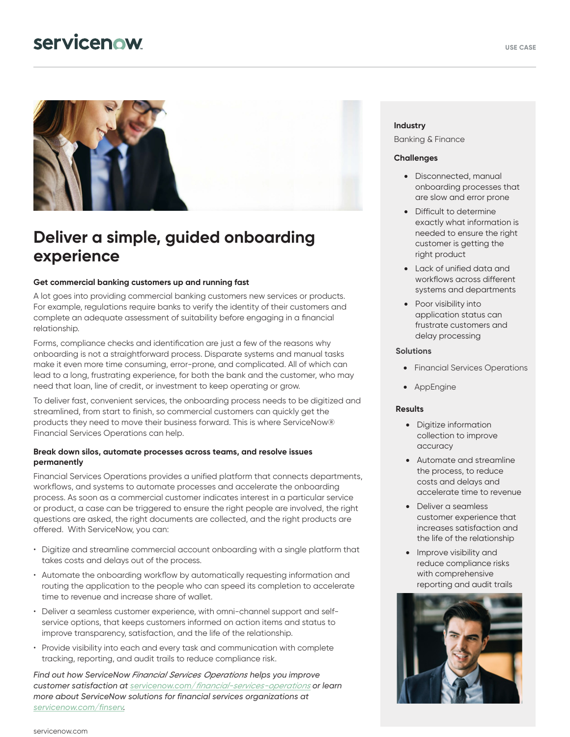USE CASE

# Deliver a simple, guided onboarding experience

**Get commercial banking customers up and running fast**

A lot goes into providing commercial banking customers new services or products. For example, regulations require banks to verify the identity of their customers and complete an adequate assessment of suitability before engaging in a financial relationship.

Forms, compliance checks and identification are just a few of the reasons why onboarding is not a straightforward process. Disparate systems and manual tasks make it even more time consuming, error-prone, and complicated. All of which can lead to a long, frustrating experience, for both the bank and the customer, who may need that loan, line of credit, or investment to keep operating or grow.

To deliver fast, convenient services, the onboarding process needs to be digitized and streamlined, from start to finish, so commercial customers can quickly get the products they need to move their business forward. This is where ServiceNow® Financial Services Operations can help.

**Break down silos, automate processes across teams, and resolve issues permanently**

Financial Services Operations provides a unified platform that connects departments, workflows, and systems to automate processes and accelerate the onboarding process. As soon as a commercial customer indicates interest in a particular service or product, a case can be triggered to ensure the right people are involved, the right questions are asked, the right documents are collected, and the right products are offered. With ServiceNow, you can:

- Digitize and streamline commercial account onboarding with a single platform that takes costs and delays out of the process.
- Automate the onboarding workflow by automatically requesting information and routing the application to the people who can speed its completion to accelerate time to revenue and increase share of wallet.
- Deliver a seamless customer experience, with omni-channel support and self-service options, that keeps customers informed on action items and status to improve transparency, satisfaction, and the life of the relationship.
- Provide visibility into each and every task and communication with complete tracking, reporting, and audit trails to reduce compliance risk.

*Find out how ServiceNow Financial Services Operations helps you improve customer satisfaction at [servicenow.com/financial-services-operations](servicenow.com/financial-services-operations) or learn more about ServiceNow solutions for financial services organizations at [servicenow.com/finserv](servicenow.com/finserv).*

**Industry**

Banking & Finance

**Challenges**

- Disconnected, manual onboarding processes that are slow and error prone
- Difficult to determine exactly what information is needed to ensure the right customer is getting the right product
- Lack of unified data and workflows across different systems and departments
- Poor visibility into application status can frustrate customers and delay processing

**Solutions**

- Financial Services Operations
- AppEngine

**Results**

- Digitize information collection to improve accuracy
- Automate and streamline the process, to reduce costs and delays and accelerate time to revenue
- Deliver a seamless customer experience that increases satisfaction and the life of the relationship
- Improve visibility and reduce compliance risks with comprehensive reporting and audit trails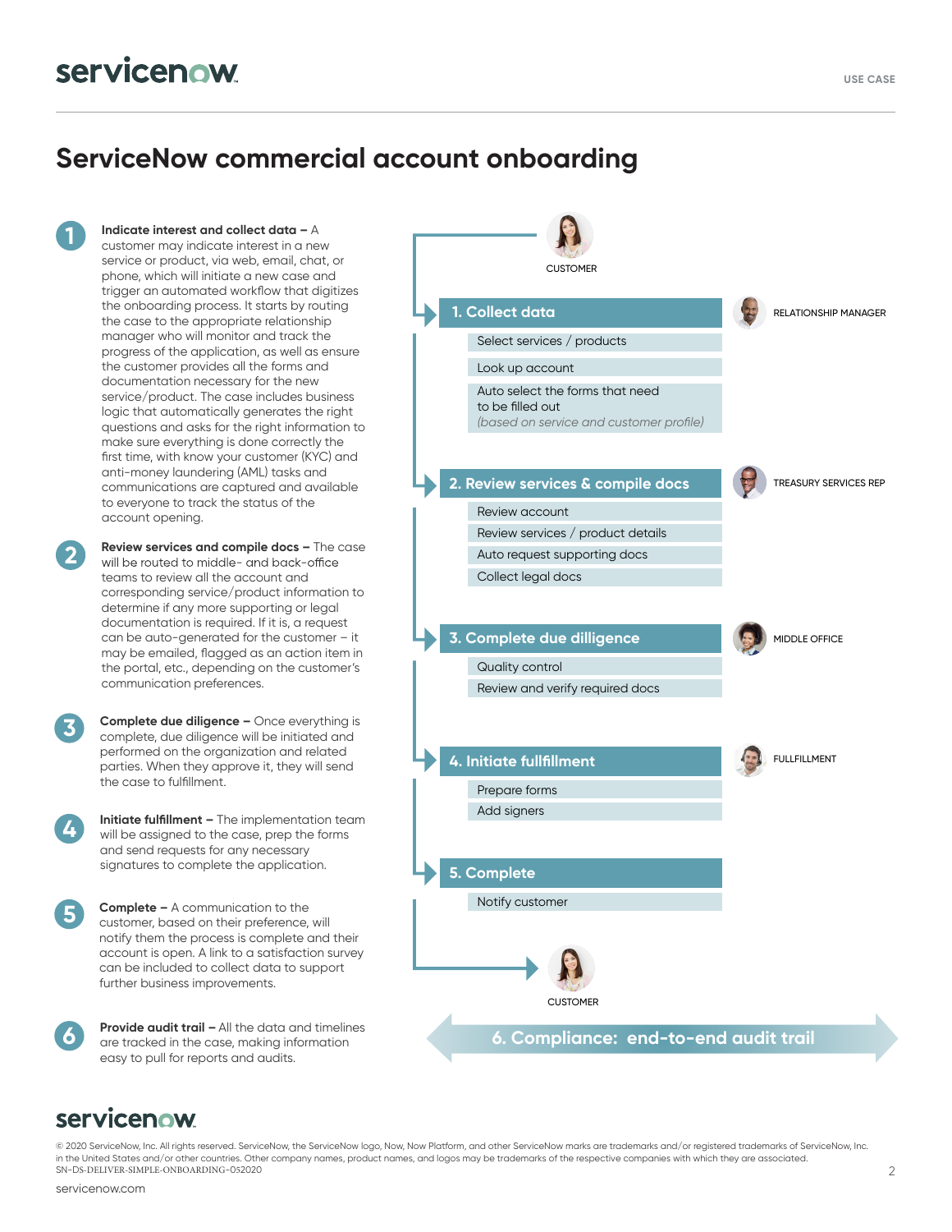servicenow

USE CASE

# ServiceNow commercial account onboarding

**1** **Indicate interest and collect data –** A customer may indicate interest in a new service or product, via web, email, chat, or phone, which will initiate a new case and trigger an automated workflow that digitizes the onboarding process. It starts by routing the case to the appropriate relationship manager who will monitor and track the progress of the application, as well as ensure the customer provides all the forms and documentation necessary for the new service/product. The case includes business logic that automatically generates the right questions and asks for the right information to make sure everything is done correctly the first time, with know your customer (KYC) and anti-money laundering (AML) tasks and communications are captured and available to everyone to track the status of the account opening.

**2** **Review services and compile docs –** The case will be routed to middle- and back-office teams to review all the account and corresponding service/product information to determine if any more supporting or legal documentation is required. If it is, a request can be auto-generated for the customer – it may be emailed, flagged as an action item in the portal, etc., depending on the customer's communication preferences.

**3** **Complete due diligence –** Once everything is complete, due diligence will be initiated and performed on the organization and related parties. When they approve it, they will send the case to fulfillment.

**4** **Initiate fulfillment –** The implementation team will be assigned to the case, prep the forms and send requests for any necessary signatures to complete the application.

**5** **Complete –** A communication to the customer, based on their preference, will notify them the process is complete and their account is open. A link to a satisfaction survey can be included to collect data to support further business improvements.

**6** **Provide audit trail –** All the data and timelines are tracked in the case, making information easy to pull for reports and audits.

CUSTOMER

**1. Collect data** — RELATIONSHIP MANAGER
- Select services / products
- Look up account
- Auto select the forms that need to be filled out *(based on service and customer profile)*

**2. Review services & compile docs** — TREASURY SERVICES REP
- Review account
- Review services / product details
- Auto request supporting docs
- Collect legal docs

**3. Complete due dilligence** — MIDDLE OFFICE
- Quality control
- Review and verify required docs

**4. Initiate fullfillment** — FULLFILLMENT
- Prepare forms
- Add signers

**5. Complete**
- Notify customer

CUSTOMER

**6. Compliance: end-to-end audit trail**

servicenow

© 2020 ServiceNow, Inc. All rights reserved. ServiceNow, the ServiceNow logo, Now, Now Platform, and other ServiceNow marks are trademarks and/or registered trademarks of ServiceNow, Inc. in the United States and/or other countries. Other company names, product names, and logos may be trademarks of the respective companies with which they are associated.
SN-DS-DELIVER-SIMPLE-ONBOARDING-052020

servicenow.com